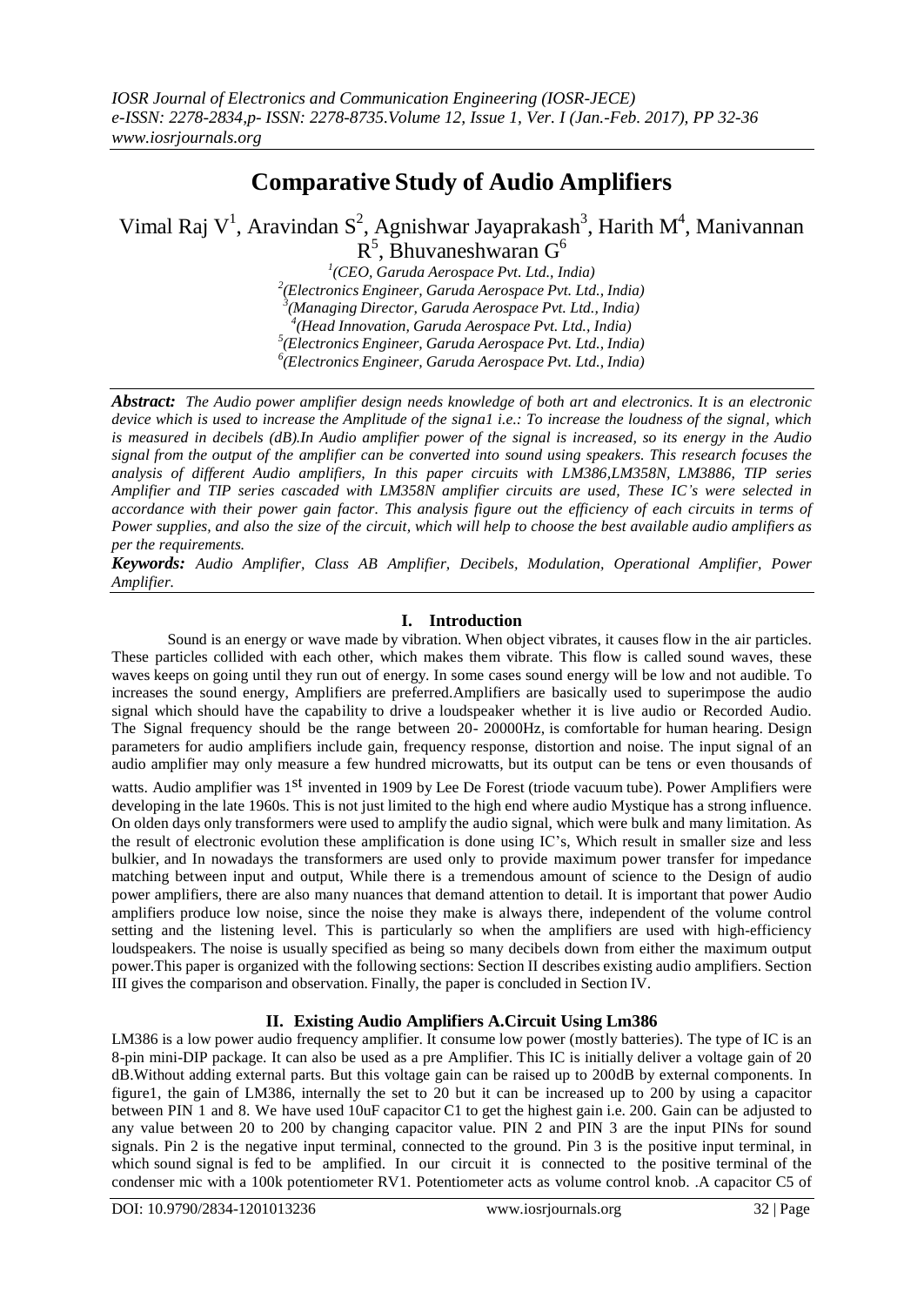# Comparative Study of Audio Amplifiers

Vimal Raj V[1], Aravindan S[2], Agnishwar Jayaprakash[3], Harith M[4], Manivannan R[5], Bhuvaneshwaran G[6]

[1](CEO, Garuda Aerospace Pvt. Ltd., India)
[2](Electronics Engineer, Garuda Aerospace Pvt. Ltd., India)
[3](Managing Director, Garuda Aerospace Pvt. Ltd., India)
[4](Head Innovation, Garuda Aerospace Pvt. Ltd., India)
[5](Electronics Engineer, Garuda Aerospace Pvt. Ltd., India)
[6](Electronics Engineer, Garuda Aerospace Pvt. Ltd., India)

***Abstract:*** *The Audio power amplifier design needs knowledge of both art and electronics. It is an electronic device which is used to increase the Amplitude of the signa1 i.e.: To increase the loudness of the signal, which is measured in decibels (dB).In Audio amplifier power of the signal is increased, so its energy in the Audio signal from the output of the amplifier can be converted into sound using speakers. This research focuses the analysis of different Audio amplifiers, In this paper circuits with LM386,LM358N, LM3886, TIP series Amplifier and TIP series cascaded with LM358N amplifier circuits are used, These IC's were selected in accordance with their power gain factor. This analysis figure out the efficiency of each circuits in terms of Power supplies, and also the size of the circuit, which will help to choose the best available audio amplifiers as per the requirements.*

***Keywords:*** *Audio Amplifier, Class AB Amplifier, Decibels, Modulation, Operational Amplifier, Power Amplifier.*

## I. Introduction

Sound is an energy or wave made by vibration. When object vibrates, it causes flow in the air particles. These particles collided with each other, which makes them vibrate. This flow is called sound waves, these waves keeps on going until they run out of energy. In some cases sound energy will be low and not audible. To increases the sound energy, Amplifiers are preferred.Amplifiers are basically used to superimpose the audio signal which should have the capability to drive a loudspeaker whether it is live audio or Recorded Audio. The Signal frequency should be the range between 20- 20000Hz, is comfortable for human hearing. Design parameters for audio amplifiers include gain, frequency response, distortion and noise. The input signal of an audio amplifier may only measure a few hundred microwatts, but its output can be tens or even thousands of watts. Audio amplifier was 1[st] invented in 1909 by Lee De Forest (triode vacuum tube). Power Amplifiers were developing in the late 1960s. This is not just limited to the high end where audio Mystique has a strong influence. On olden days only transformers were used to amplify the audio signal, which were bulk and many limitation. As the result of electronic evolution these amplification is done using IC's, Which result in smaller size and less bulkier, and In nowadays the transformers are used only to provide maximum power transfer for impedance matching between input and output, While there is a tremendous amount of science to the Design of audio power amplifiers, there are also many nuances that demand attention to detail. It is important that power Audio amplifiers produce low noise, since the noise they make is always there, independent of the volume control setting and the listening level. This is particularly so when the amplifiers are used with high-efficiency loudspeakers. The noise is usually specified as being so many decibels down from either the maximum output power.This paper is organized with the following sections: Section II describes existing audio amplifiers. Section III gives the comparison and observation. Finally, the paper is concluded in Section IV.

## II. Existing Audio Amplifiers A.Circuit Using Lm386

LM386 is a low power audio frequency amplifier. It consume low power (mostly batteries). The type of IC is an 8-pin mini-DIP package. It can also be used as a pre Amplifier. This IC is initially deliver a voltage gain of 20 dB.Without adding external parts. But this voltage gain can be raised up to 200dB by external components. In figure1, the gain of LM386, internally the set to 20 but it can be increased up to 200 by using a capacitor between PIN 1 and 8. We have used 10uF capacitor C1 to get the highest gain i.e. 200. Gain can be adjusted to any value between 20 to 200 by changing capacitor value. PIN 2 and PIN 3 are the input PINs for sound signals. Pin 2 is the negative input terminal, connected to the ground. Pin 3 is the positive input terminal, in which sound signal is fed to be amplified. In our circuit it is connected to the positive terminal of the condenser mic with a 100k potentiometer RV1. Potentiometer acts as volume control knob. .A capacitor C5 of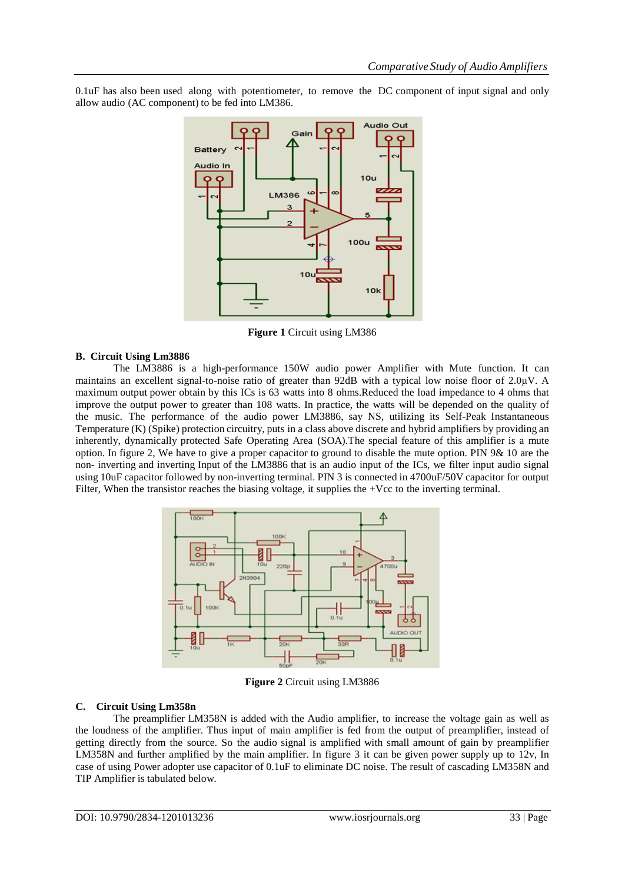0.1uF has also been used along with potentiometer, to remove the DC component of input signal and only allow audio (AC component) to be fed into LM386.

**Figure 1** Circuit using LM386

### B. Circuit Using Lm3886

The LM3886 is a high-performance 150W audio power Amplifier with Mute function. It can maintains an excellent signal-to-noise ratio of greater than 92dB with a typical low noise floor of 2.0µV. A maximum output power obtain by this ICs is 63 watts into 8 ohms.Reduced the load impedance to 4 ohms that improve the output power to greater than 108 watts. In practice, the watts will be depended on the quality of the music. The performance of the audio power LM3886, say NS, utilizing its Self-Peak Instantaneous Temperature (K) (Spike) protection circuitry, puts in a class above discrete and hybrid amplifiers by providing an inherently, dynamically protected Safe Operating Area (SOA).The special feature of this amplifier is a mute option. In figure 2, We have to give a proper capacitor to ground to disable the mute option. PIN 9& 10 are the non- inverting and inverting Input of the LM3886 that is an audio input of the ICs, we filter input audio signal using 10uF capacitor followed by non-inverting terminal. PIN 3 is connected in 4700uF/50V capacitor for output Filter, When the transistor reaches the biasing voltage, it supplies the +Vcc to the inverting terminal.

**Figure 2** Circuit using LM3886

### C. Circuit Using Lm358n

The preamplifier LM358N is added with the Audio amplifier, to increase the voltage gain as well as the loudness of the amplifier. Thus input of main amplifier is fed from the output of preamplifier, instead of getting directly from the source. So the audio signal is amplified with small amount of gain by preamplifier LM358N and further amplified by the main amplifier. In figure 3 it can be given power supply up to 12v, In case of using Power adopter use capacitor of 0.1uF to eliminate DC noise. The result of cascading LM358N and TIP Amplifier is tabulated below.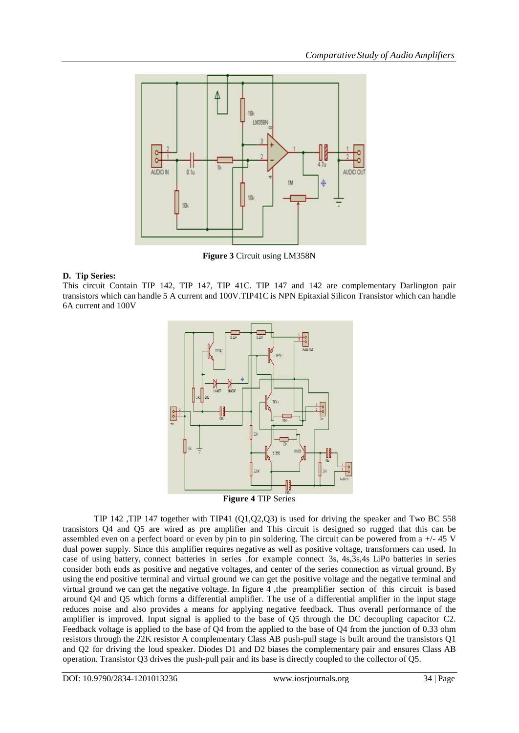**Figure 3** Circuit using LM358N

## D. Tip Series:

This circuit Contain TIP 142, TIP 147, TIP 41C. TIP 147 and 142 are complementary Darlington pair transistors which can handle 5 A current and 100V.TIP41C is NPN Epitaxial Silicon Transistor which can handle 6A current and 100V

**Figure 4** TIP Series

TIP 142 ,TIP 147 together with TIP41 (Q1,Q2,Q3) is used for driving the speaker and Two BC 558 transistors Q4 and Q5 are wired as pre amplifier and This circuit is designed so rugged that this can be assembled even on a perfect board or even by pin to pin soldering. The circuit can be powered from a +/- 45 V dual power supply. Since this amplifier requires negative as well as positive voltage, transformers can used. In case of using battery, connect batteries in series .for example connect 3s, 4s,3s,4s LiPo batteries in series consider both ends as positive and negative voltages, and center of the series connection as virtual ground. By using the end positive terminal and virtual ground we can get the positive voltage and the negative terminal and virtual ground we can get the negative voltage. In figure 4 ,the preamplifier section of this circuit is based around Q4 and Q5 which forms a differential amplifier. The use of a differential amplifier in the input stage reduces noise and also provides a means for applying negative feedback. Thus overall performance of the amplifier is improved. Input signal is applied to the base of Q5 through the DC decoupling capacitor C2. Feedback voltage is applied to the base of Q4 from the applied to the base of Q4 from the junction of 0.33 ohm resistors through the 22K resistor A complementary Class AB push-pull stage is built around the transistors Q1 and Q2 for driving the loud speaker. Diodes D1 and D2 biases the complementary pair and ensures Class AB operation. Transistor Q3 drives the push-pull pair and its base is directly coupled to the collector of Q5.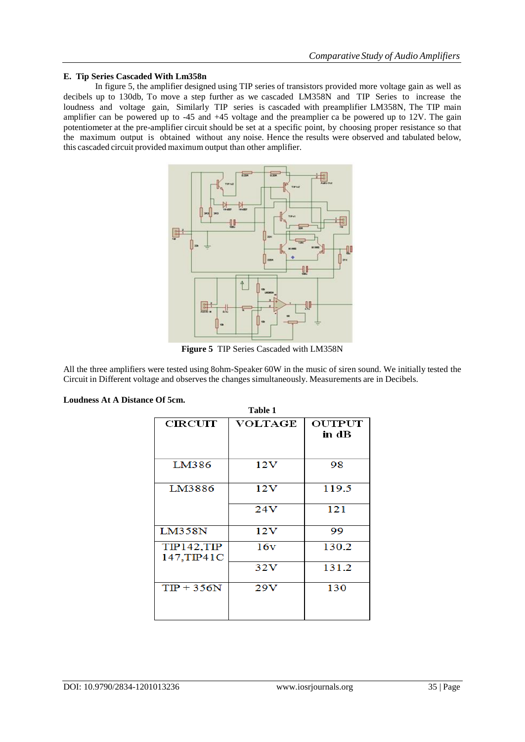### E. Tip Series Cascaded With Lm358n

In figure 5, the amplifier designed using TIP series of transistors provided more voltage gain as well as decibels up to 130db, To move a step further as we cascaded LM358N and TIP Series to increase the loudness and voltage gain, Similarly TIP series is cascaded with preamplifier LM358N, The TIP main amplifier can be powered up to -45 and +45 voltage and the preamplier ca be powered up to 12V. The gain potentiometer at the pre-amplifier circuit should be set at a specific point, by choosing proper resistance so that the maximum output is obtained without any noise. Hence the results were observed and tabulated below, this cascaded circuit provided maximum output than other amplifier.

**Figure 5** TIP Series Cascaded with LM358N

All the three amplifiers were tested using 8ohm-Speaker 60W in the music of siren sound. We initially tested the Circuit in Different voltage and observes the changes simultaneously. Measurements are in Decibels.

**Loudness At A Distance Of 5cm.**

**Table 1**

| CIRCUIT | VOLTAGE | OUTPUT in dB |
|---|---|---|
| LM386 | 12V | 98 |
| LM3886 | 12V | 119.5 |
| | 24V | 121 |
| LM358N | 12V | 99 |
| TIP142,TIP 147,TIP41C | 16v | 130.2 |
| | 32V | 131.2 |
| TIP + 356N | 29V | 130 |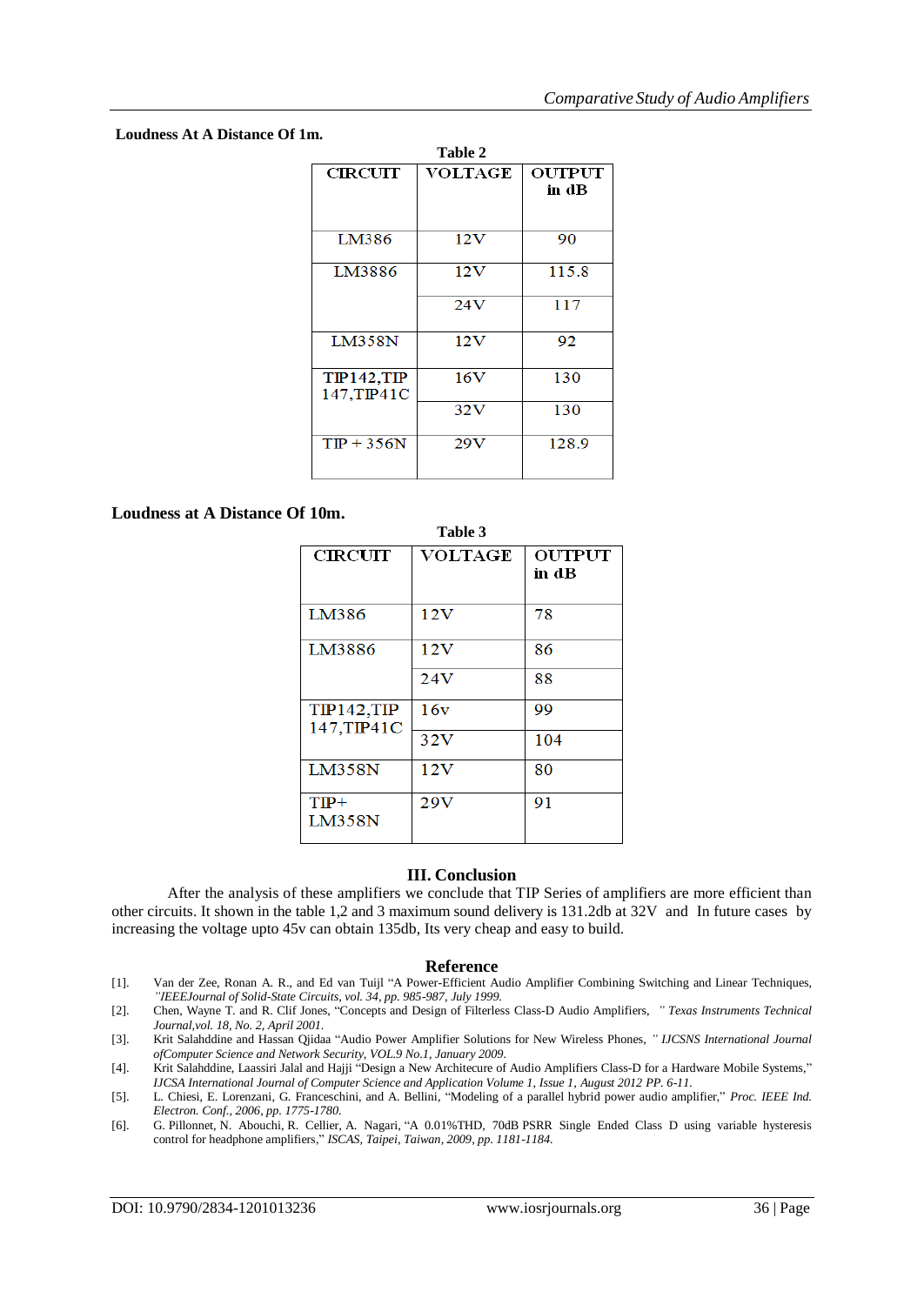**Loudness At A Distance Of 1m.**

**Table 2**

| CIRCUIT | VOLTAGE | OUTPUT in dB |
|---|---|---|
| LM386 | 12V | 90 |
| LM3886 | 12V | 115.8 |
| | 24V | 117 |
| LM358N | 12V | 92 |
| TIP142,TIP 147,TIP41C | 16V | 130 |
| | 32V | 130 |
| TIP + 356N | 29V | 128.9 |

**Loudness at A Distance Of 10m.**

**Table 3**

| CIRCUIT | VOLTAGE | OUTPUT in dB |
|---|---|---|
| LM386 | 12V | 78 |
| LM3886 | 12V | 86 |
| | 24V | 88 |
| TIP142,TIP 147,TIP41C | 16v | 99 |
| | 32V | 104 |
| LM358N | 12V | 80 |
| TIP+ LM358N | 29V | 91 |

## III. Conclusion

After the analysis of these amplifiers we conclude that TIP Series of amplifiers are more efficient than other circuits. It shown in the table 1,2 and 3 maximum sound delivery is 131.2db at 32V and In future cases by increasing the voltage upto 45v can obtain 135db, Its very cheap and easy to build.

## Reference

[1]. Van der Zee, Ronan A. R., and Ed van Tuijl "A Power-Efficient Audio Amplifier Combining Switching and Linear Techniques, *"IEEEJournal of Solid-State Circuits, vol. 34, pp. 985-987, July 1999.*

[2]. Chen, Wayne T. and R. Clif Jones, "Concepts and Design of Filterless Class-D Audio Amplifiers, *" Texas Instruments Technical Journal,vol. 18, No. 2, April 2001.*

[3]. Krit Salahddine and Hassan Qjidaa "Audio Power Amplifier Solutions for New Wireless Phones, *" IJCSNS International Journal ofComputer Science and Network Security, VOL.9 No.1, January 2009.*

[4]. Krit Salahddine, Laassiri Jalal and Hajji "Design a New Architecure of Audio Amplifiers Class-D for a Hardware Mobile Systems," *IJCSA International Journal of Computer Science and Application Volume 1, Issue 1, August 2012 PP. 6-11.*

[5]. L. Chiesi, E. Lorenzani, G. Franceschini, and A. Bellini, "Modeling of a parallel hybrid power audio amplifier," *Proc. IEEE Ind. Electron. Conf., 2006, pp. 1775-1780.*

[6]. G. Pillonnet, N. Abouchi, R. Cellier, A. Nagari, "A 0.01%THD, 70dB PSRR Single Ended Class D using variable hysteresis control for headphone amplifiers," *ISCAS, Taipei, Taiwan, 2009, pp. 1181-1184.*